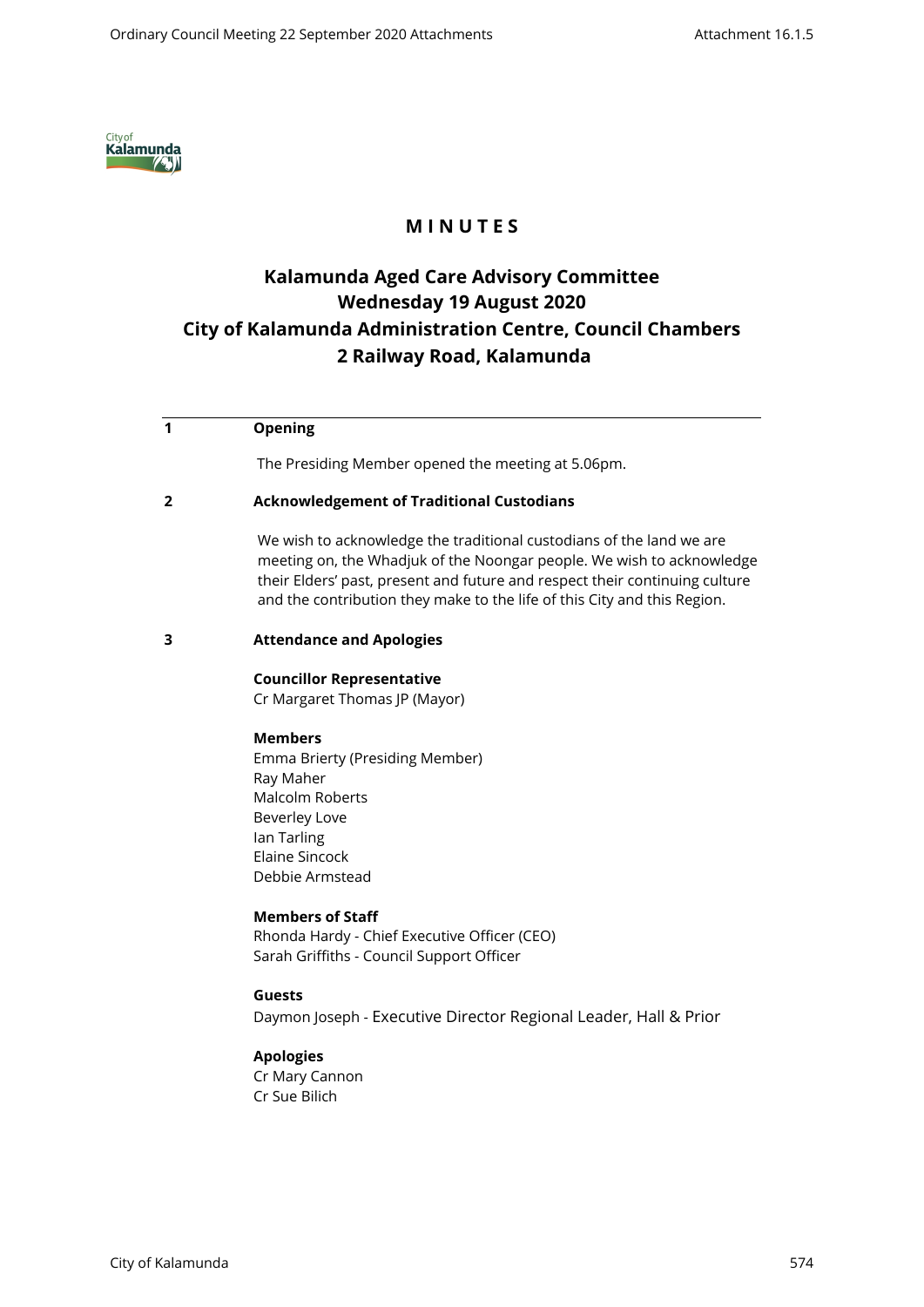# M I N U T E S

## Kalamunda Aged Care Advisory Committee
## Wednesday 19 August 2020
## City of Kalamunda Administration Centre, Council Chambers
## 2 Railway Road, Kalamunda

**1 Opening**

The Presiding Member opened the meeting at 5.06pm.

**2 Acknowledgement of Traditional Custodians**

We wish to acknowledge the traditional custodians of the land we are meeting on, the Whadjuk of the Noongar people. We wish to acknowledge their Elders' past, present and future and respect their continuing culture and the contribution they make to the life of this City and this Region.

**3 Attendance and Apologies**

**Councillor Representative**
Cr Margaret Thomas JP (Mayor)

**Members**
Emma Brierty (Presiding Member)
Ray Maher
Malcolm Roberts
Beverley Love
Ian Tarling
Elaine Sincock
Debbie Armstead

**Members of Staff**
Rhonda Hardy - Chief Executive Officer (CEO)
Sarah Griffiths - Council Support Officer

**Guests**
Daymon Joseph - Executive Director Regional Leader, Hall & Prior

**Apologies**
Cr Mary Cannon
Cr Sue Bilich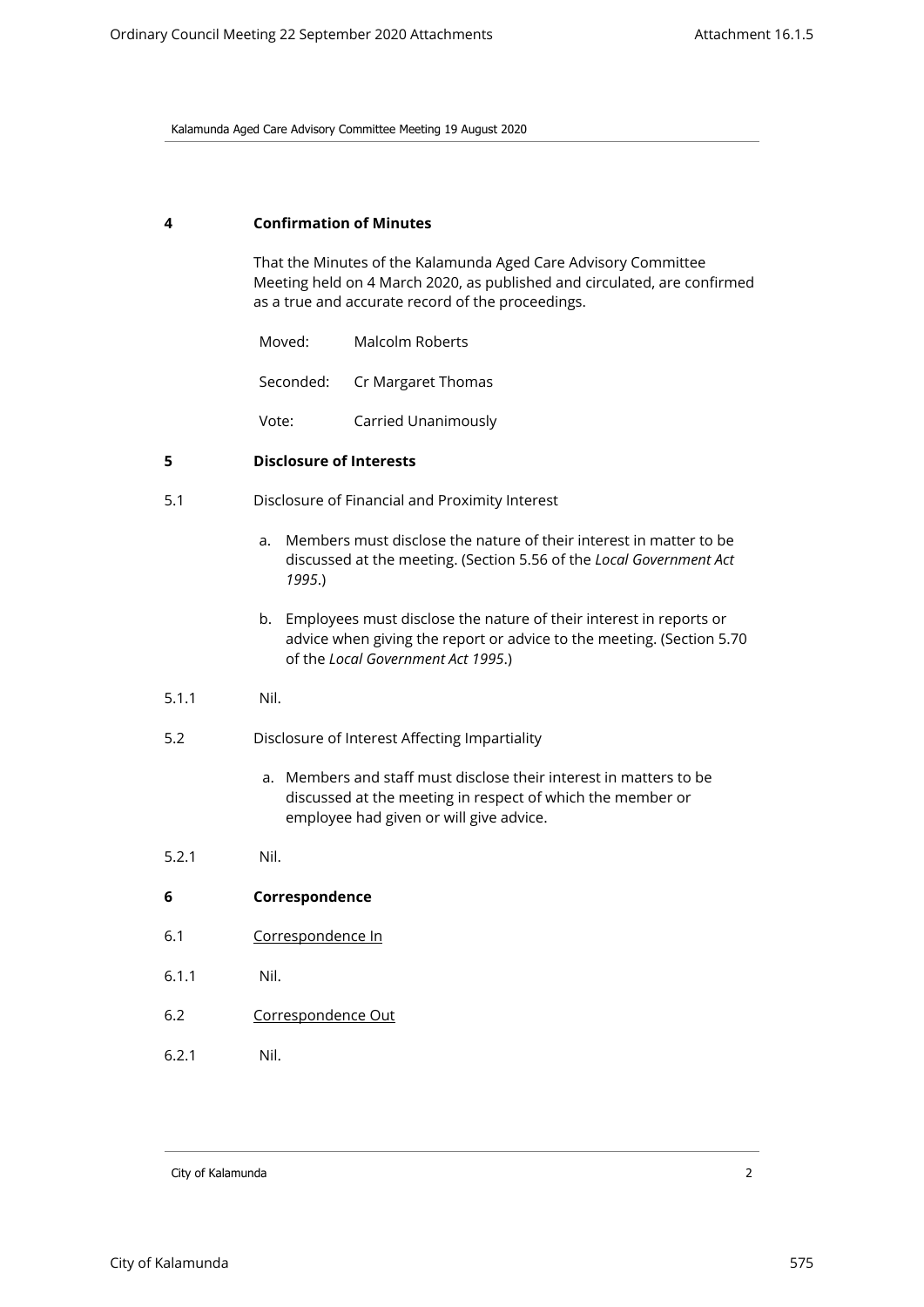## 4 Confirmation of Minutes

That the Minutes of the Kalamunda Aged Care Advisory Committee Meeting held on 4 March 2020, as published and circulated, are confirmed as a true and accurate record of the proceedings.

| | |
|---|---|
| Moved: | Malcolm Roberts |
| Seconded: | Cr Margaret Thomas |
| Vote: | Carried Unanimously |

## 5 Disclosure of Interests

5.1 Disclosure of Financial and Proximity Interest

a. Members must disclose the nature of their interest in matter to be discussed at the meeting. (Section 5.56 of the *Local Government Act 1995*.)

b. Employees must disclose the nature of their interest in reports or advice when giving the report or advice to the meeting. (Section 5.70 of the *Local Government Act 1995*.)

5.1.1 Nil.

5.2 Disclosure of Interest Affecting Impartiality

a. Members and staff must disclose their interest in matters to be discussed at the meeting in respect of which the member or employee had given or will give advice.

5.2.1 Nil.

## 6 Correspondence

6.1 Correspondence In

6.1.1 Nil.

6.2 Correspondence Out

6.2.1 Nil.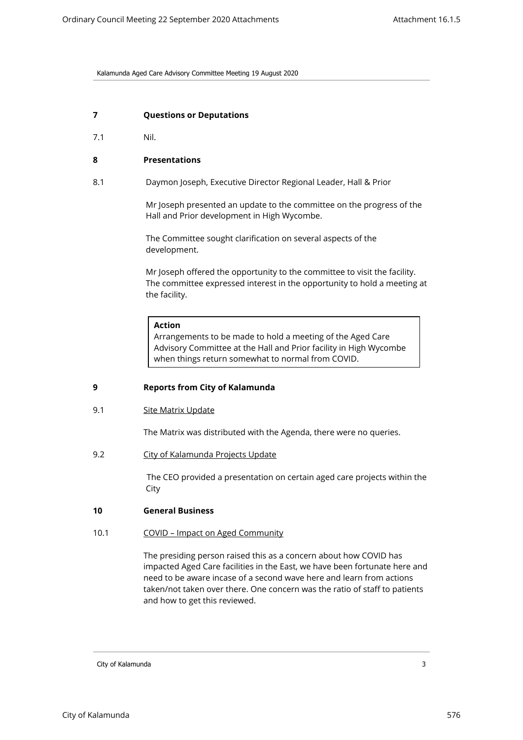## 7 Questions or Deputations

7.1 Nil.

## 8 Presentations

8.1 Daymon Joseph, Executive Director Regional Leader, Hall & Prior

Mr Joseph presented an update to the committee on the progress of the Hall and Prior development in High Wycombe.

The Committee sought clarification on several aspects of the development.

Mr Joseph offered the opportunity to the committee to visit the facility. The committee expressed interest in the opportunity to hold a meeting at the facility.

> **Action**
> Arrangements to be made to hold a meeting of the Aged Care Advisory Committee at the Hall and Prior facility in High Wycombe when things return somewhat to normal from COVID.

## 9 Reports from City of Kalamunda

9.1 Site Matrix Update

The Matrix was distributed with the Agenda, there were no queries.

9.2 City of Kalamunda Projects Update

The CEO provided a presentation on certain aged care projects within the City

## 10 General Business

10.1 COVID – Impact on Aged Community

The presiding person raised this as a concern about how COVID has impacted Aged Care facilities in the East, we have been fortunate here and need to be aware incase of a second wave here and learn from actions taken/not taken over there. One concern was the ratio of staff to patients and how to get this reviewed.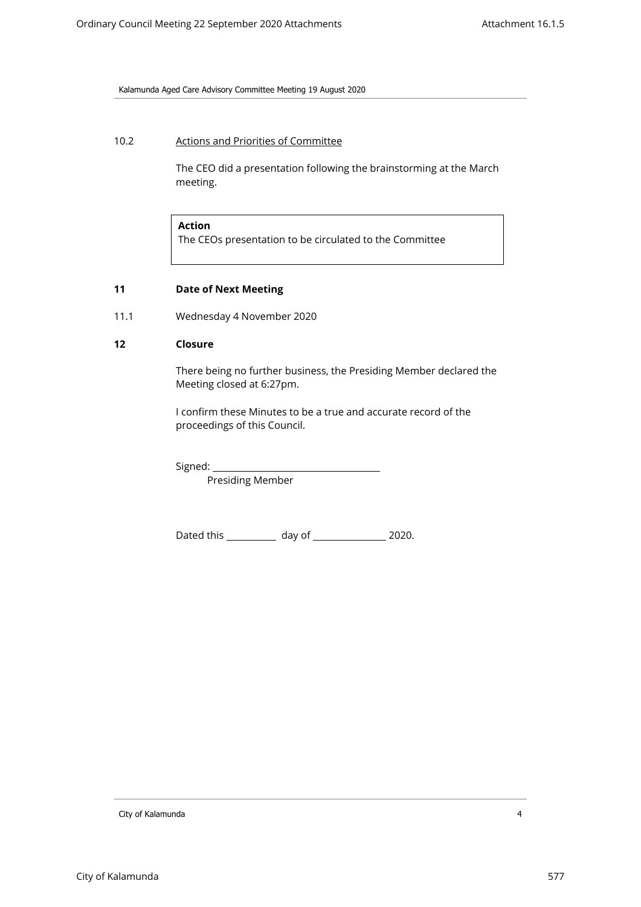10.2 Actions and Priorities of Committee

The CEO did a presentation following the brainstorming at the March meeting.

> **Action**
> The CEOs presentation to be circulated to the Committee

## 11 Date of Next Meeting

11.1 Wednesday 4 November 2020

## 12 Closure

There being no further business, the Presiding Member declared the Meeting closed at 6:27pm.

I confirm these Minutes to be a true and accurate record of the proceedings of this Council.

Signed: ________________________________

Presiding Member

Dated this __________ day of _______________ 2020.